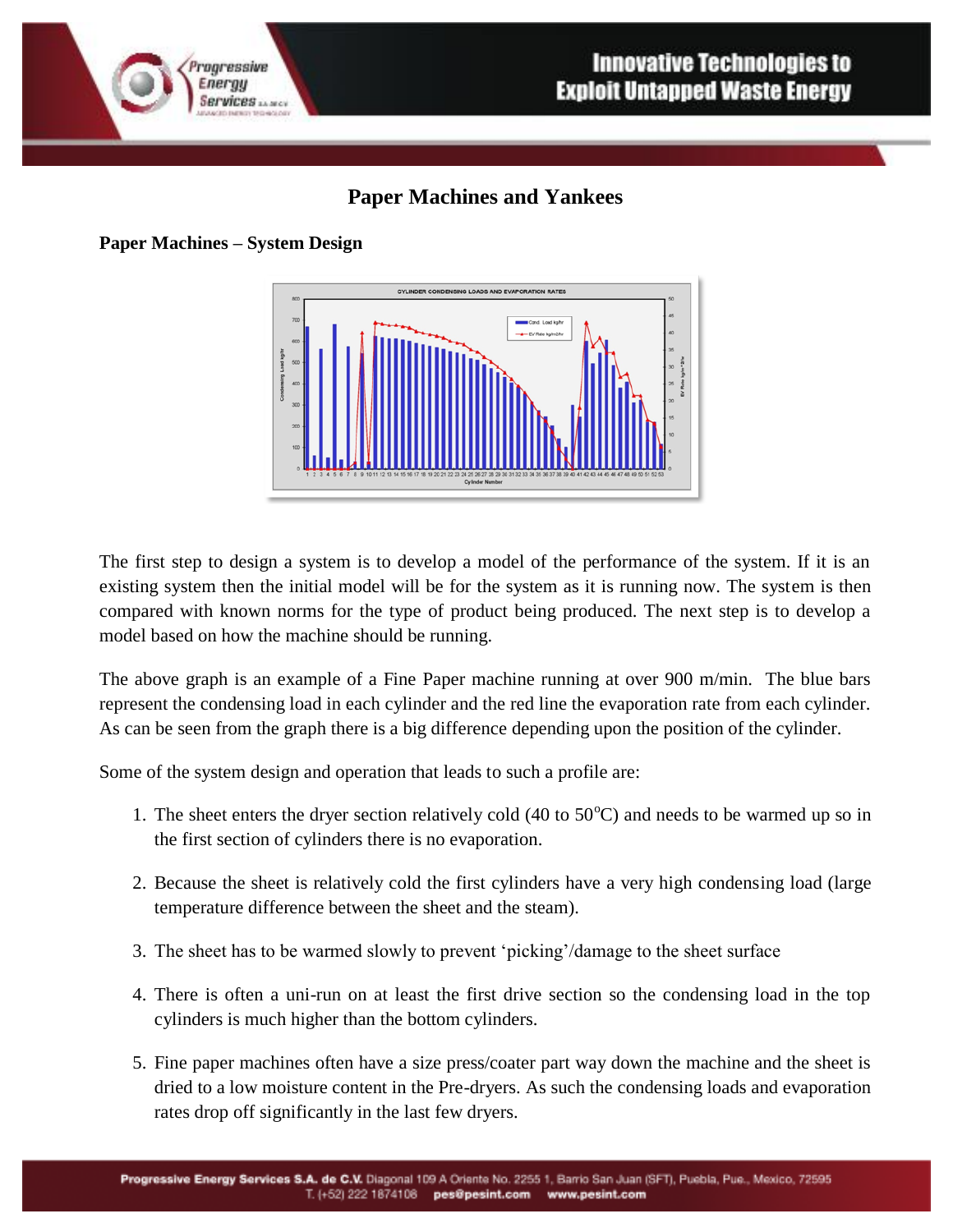# Paper Machines and Yankees

## Paper Machines – System Design

The first step to design a system is to develop a model of the performance of the system. If it is an existing system then the initial model will be for the system as it is running now. The system is then compared with known norms for the type of product being produced. The next step is to develop a model based on how the machine should be running.

The above graph is an example of a Fine Paper machine running at over 900 m/min. The blue bars represent the condensing load in each cylinder and the red line the evaporation rate from each cylinder. As can be seen from the graph there is a big difference depending upon the position of the cylinder.

Some of the system design and operation that leads to such a profile are:

1. The sheet enters the dryer section relatively cold (40 to 50$^{o}$C) and needs to be warmed up so in the first section of cylinders there is no evaporation.
2. Because the sheet is relatively cold the first cylinders have a very high condensing load (large temperature difference between the sheet and the steam).
3. The sheet has to be warmed slowly to prevent 'picking'/damage to the sheet surface
4. There is often a uni-run on at least the first drive section so the condensing load in the top cylinders is much higher than the bottom cylinders.
5. Fine paper machines often have a size press/coater part way down the machine and the sheet is dried to a low moisture content in the Pre-dryers. As such the condensing loads and evaporation rates drop off significantly in the last few dryers.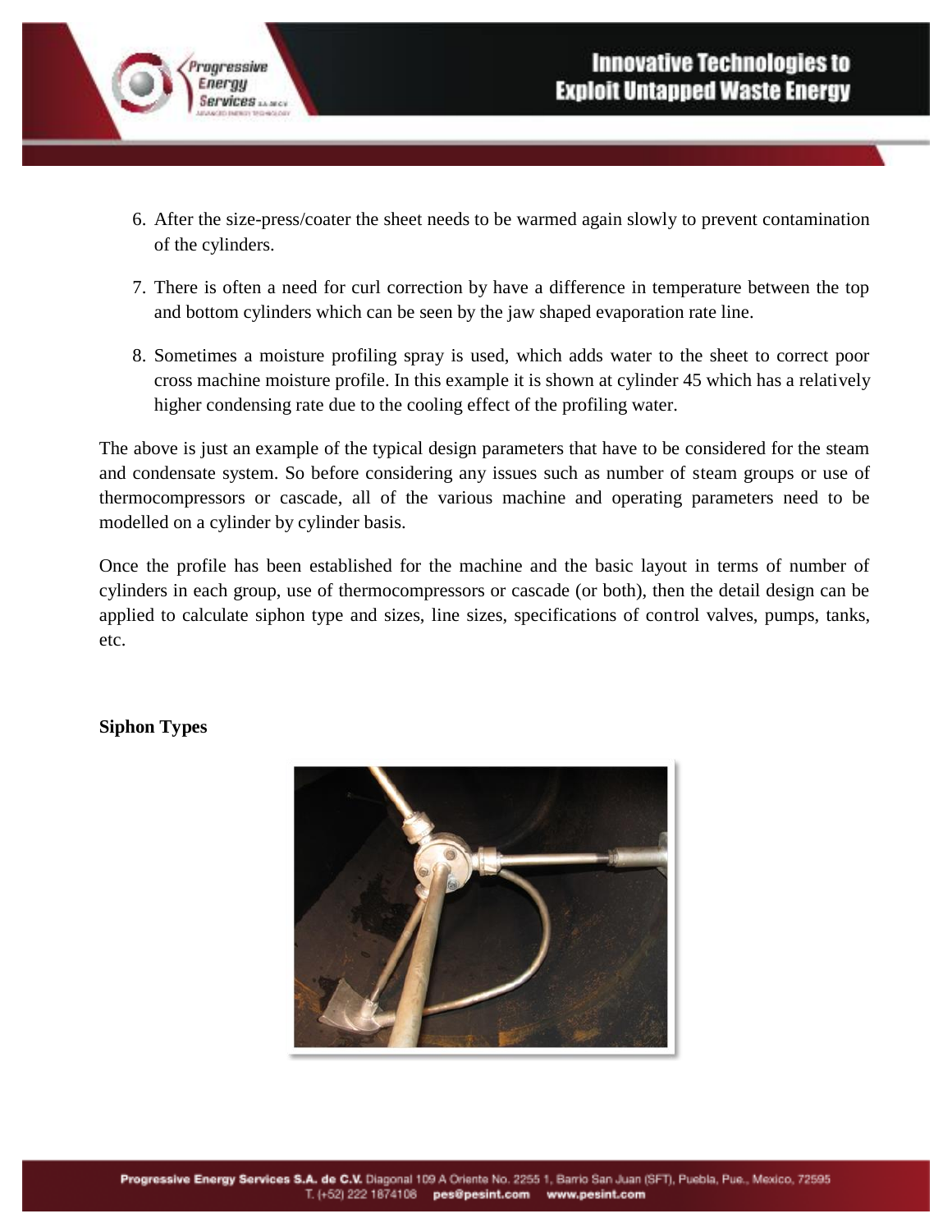6. After the size-press/coater the sheet needs to be warmed again slowly to prevent contamination of the cylinders.
7. There is often a need for curl correction by have a difference in temperature between the top and bottom cylinders which can be seen by the jaw shaped evaporation rate line.
8. Sometimes a moisture profiling spray is used, which adds water to the sheet to correct poor cross machine moisture profile. In this example it is shown at cylinder 45 which has a relatively higher condensing rate due to the cooling effect of the profiling water.

The above is just an example of the typical design parameters that have to be considered for the steam and condensate system. So before considering any issues such as number of steam groups or use of thermocompressors or cascade, all of the various machine and operating parameters need to be modelled on a cylinder by cylinder basis.

Once the profile has been established for the machine and the basic layout in terms of number of cylinders in each group, use of thermocompressors or cascade (or both), then the detail design can be applied to calculate siphon type and sizes, line sizes, specifications of control valves, pumps, tanks, etc.

**Siphon Types**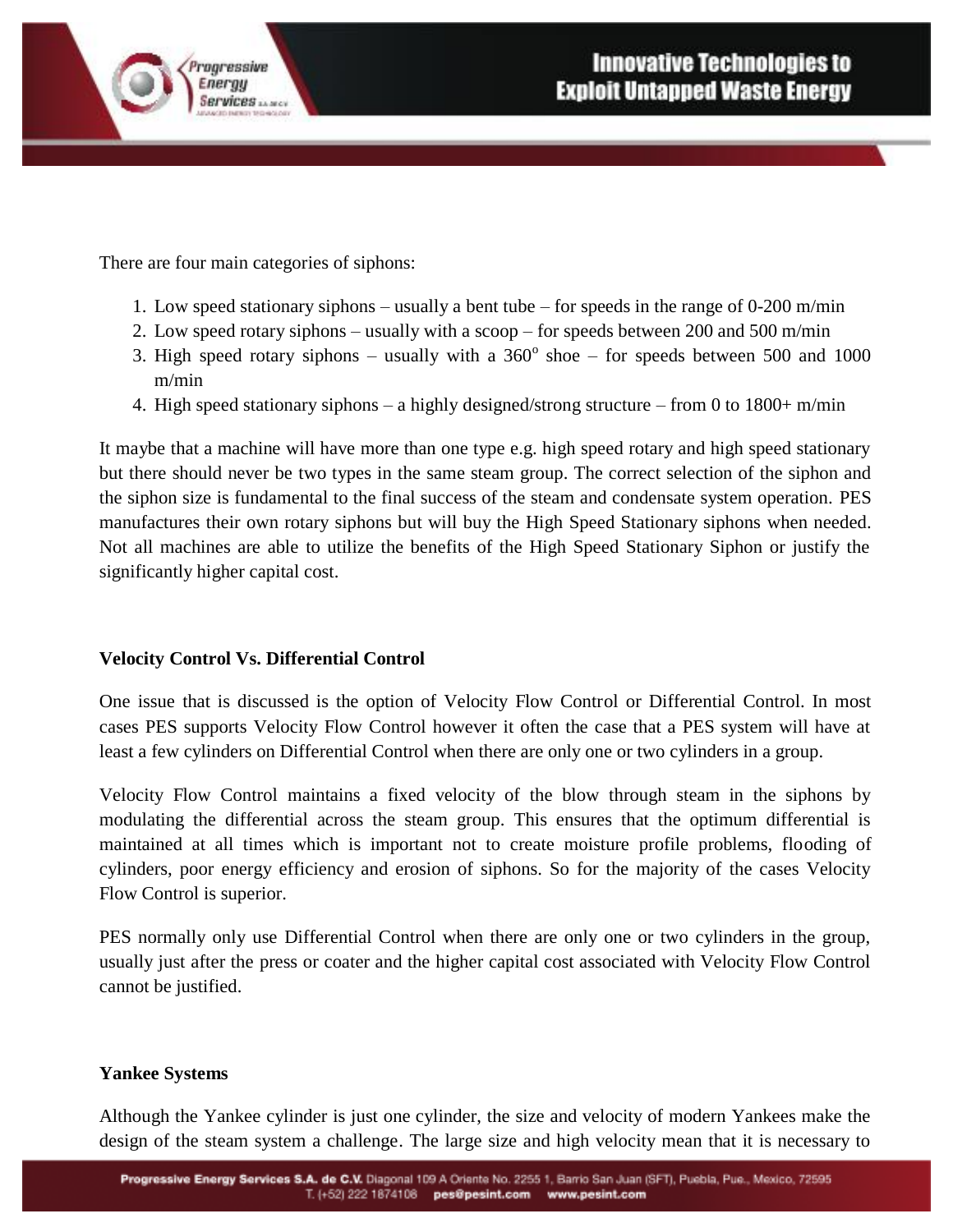There are four main categories of siphons:

1. Low speed stationary siphons – usually a bent tube – for speeds in the range of 0-200 m/min
2. Low speed rotary siphons – usually with a scoop – for speeds between 200 and 500 m/min
3. High speed rotary siphons – usually with a 360$^{o}$ shoe – for speeds between 500 and 1000 m/min
4. High speed stationary siphons – a highly designed/strong structure – from 0 to 1800+ m/min

It maybe that a machine will have more than one type e.g. high speed rotary and high speed stationary but there should never be two types in the same steam group. The correct selection of the siphon and the siphon size is fundamental to the final success of the steam and condensate system operation. PES manufactures their own rotary siphons but will buy the High Speed Stationary siphons when needed. Not all machines are able to utilize the benefits of the High Speed Stationary Siphon or justify the significantly higher capital cost.

**Velocity Control Vs. Differential Control**

One issue that is discussed is the option of Velocity Flow Control or Differential Control. In most cases PES supports Velocity Flow Control however it often the case that a PES system will have at least a few cylinders on Differential Control when there are only one or two cylinders in a group.

Velocity Flow Control maintains a fixed velocity of the blow through steam in the siphons by modulating the differential across the steam group. This ensures that the optimum differential is maintained at all times which is important not to create moisture profile problems, flooding of cylinders, poor energy efficiency and erosion of siphons. So for the majority of the cases Velocity Flow Control is superior.

PES normally only use Differential Control when there are only one or two cylinders in the group, usually just after the press or coater and the higher capital cost associated with Velocity Flow Control cannot be justified.

**Yankee Systems**

Although the Yankee cylinder is just one cylinder, the size and velocity of modern Yankees make the design of the steam system a challenge. The large size and high velocity mean that it is necessary to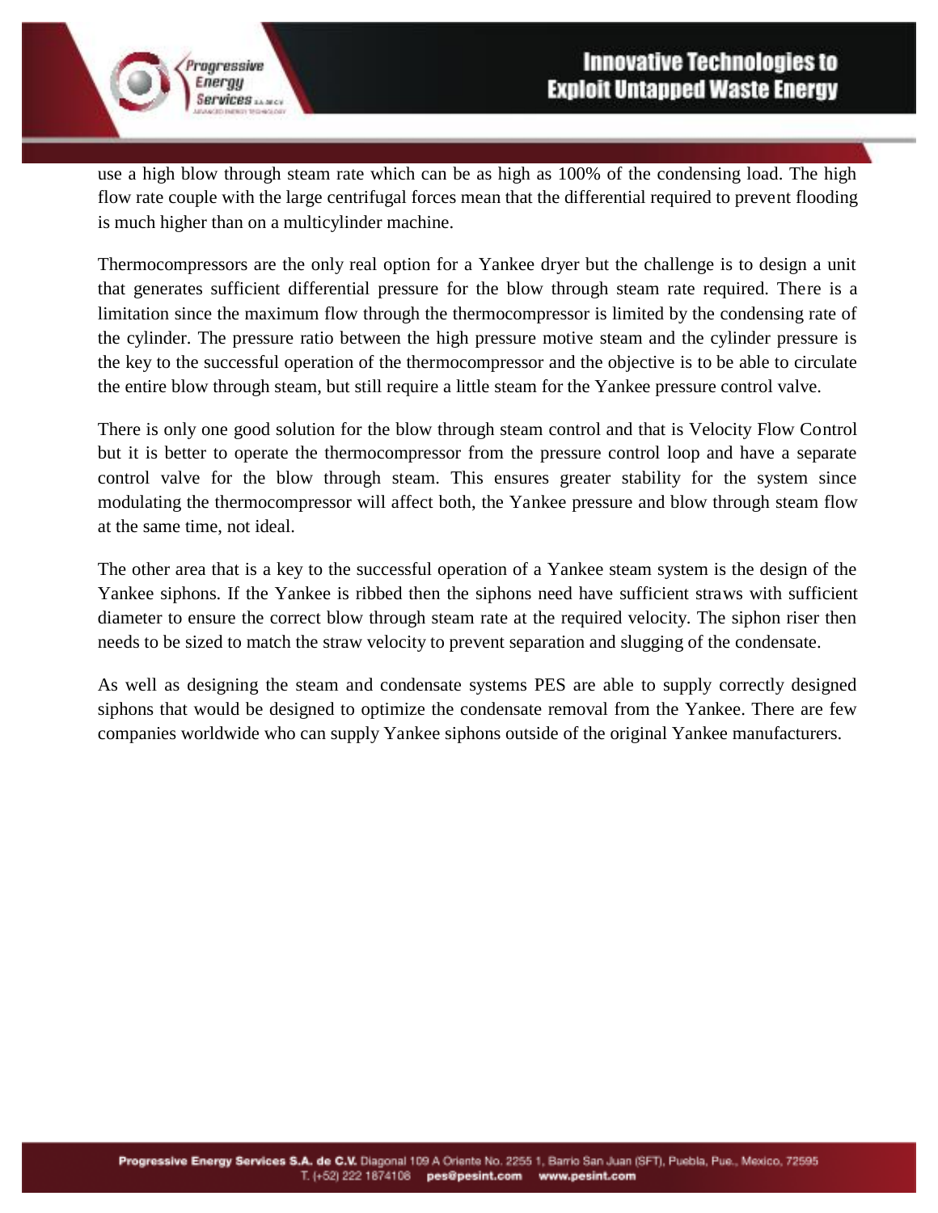use a high blow through steam rate which can be as high as 100% of the condensing load. The high flow rate couple with the large centrifugal forces mean that the differential required to prevent flooding is much higher than on a multicylinder machine.

Thermocompressors are the only real option for a Yankee dryer but the challenge is to design a unit that generates sufficient differential pressure for the blow through steam rate required. There is a limitation since the maximum flow through the thermocompressor is limited by the condensing rate of the cylinder. The pressure ratio between the high pressure motive steam and the cylinder pressure is the key to the successful operation of the thermocompressor and the objective is to be able to circulate the entire blow through steam, but still require a little steam for the Yankee pressure control valve.

There is only one good solution for the blow through steam control and that is Velocity Flow Control but it is better to operate the thermocompressor from the pressure control loop and have a separate control valve for the blow through steam. This ensures greater stability for the system since modulating the thermocompressor will affect both, the Yankee pressure and blow through steam flow at the same time, not ideal.

The other area that is a key to the successful operation of a Yankee steam system is the design of the Yankee siphons. If the Yankee is ribbed then the siphons need have sufficient straws with sufficient diameter to ensure the correct blow through steam rate at the required velocity. The siphon riser then needs to be sized to match the straw velocity to prevent separation and slugging of the condensate.

As well as designing the steam and condensate systems PES are able to supply correctly designed siphons that would be designed to optimize the condensate removal from the Yankee. There are few companies worldwide who can supply Yankee siphons outside of the original Yankee manufacturers.